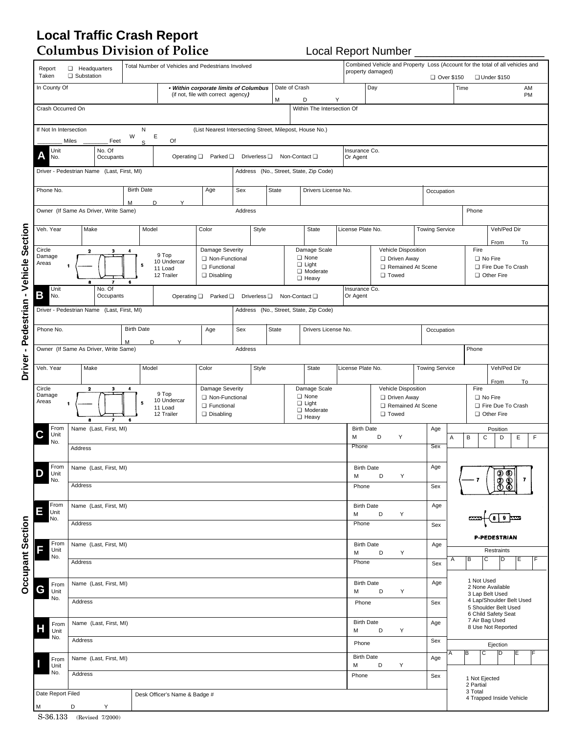# Local Traffic Crash Report

## Columbus Division of Police

Local Report Number ____________________

| Report Taken ❑ Headquarters ❑ Substation | Total Number of Vehicles and Pedestrians Involved | Combined Vehicle and Property Loss (Account for the total of all vehicles and property damaged) ❑ Over $150 ❑ Under $150 |
|---|---|---|

| In County Of | *• Within corporate limits of Columbus* (if not, file with correct agency) | Date of Crash M D Y | Day | Time AM PM |
|---|---|---|---|---|

| Crash Occurred On | Within The Intersection Of |
|---|---|

If Not In Intersection ________ Miles ________ Feet N W E S Of (List Nearest Intersecting Street, Milepost, House No.)

## Driver - Pedestrian - Vehicle Section

### A

| Unit No. | No. Of Occupants | Operating ❑ Parked ❑ Driverless ❑ Non-Contact ❑ | Insurance Co. Or Agent |
|---|---|---|---|

| Driver - Pedestrian Name (Last, First, MI) | Address (No., Street, State, Zip Code) |
|---|---|

| Phone No. | Birth Date M D Y | Age | Sex | State | Drivers License No. | Occupation |
|---|---|---|---|---|---|---|

| Owner (If Same As Driver, Write Same) | Address | Phone |
|---|---|---|

| Veh. Year | Make | Model | Color | Style | State | License Plate No. | Towing Service | Veh/Ped Dir From To |
|---|---|---|---|---|---|---|---|---|

| Circle Damage Areas 1 2 3 4 5 6 7 8; 9 Top, 10 Undercar, 11 Load, 12 Trailer | Damage Severity ❑ Non-Functional ❑ Functional ❑ Disabling | Damage Scale ❑ None ❑ Light ❑ Moderate ❑ Heavy | Vehicle Disposition ❑ Driven Away ❑ Remained At Scene ❑ Towed | Fire ❑ No Fire ❑ Fire Due To Crash ❑ Other Fire |
|---|---|---|---|---|

### B

| Unit No. | No. Of Occupants | Operating ❑ Parked ❑ Driverless ❑ Non-Contact ❑ | Insurance Co. Or Agent |
|---|---|---|---|

| Driver - Pedestrian Name (Last, First, MI) | Address (No., Street, State, Zip Code) |
|---|---|

| Phone No. | Birth Date M D Y | Age | Sex | State | Drivers License No. | Occupation |
|---|---|---|---|---|---|---|

| Owner (If Same As Driver, Write Same) | Address | Phone |
|---|---|---|

| Veh. Year | Make | Model | Color | Style | State | License Plate No. | Towing Service | Veh/Ped Dir From To |
|---|---|---|---|---|---|---|---|---|

| Circle Damage Areas 1 2 3 4 5 6 7 8; 9 Top, 10 Undercar, 11 Load, 12 Trailer | Damage Severity ❑ Non-Functional ❑ Functional ❑ Disabling | Damage Scale ❑ None ❑ Light ❑ Moderate ❑ Heavy | Vehicle Disposition ❑ Driven Away ❑ Remained At Scene ❑ Towed | Fire ❑ No Fire ❑ Fire Due To Crash ❑ Other Fire |
|---|---|---|---|---|

## Occupant Section

| | From Unit No. | Name (Last, First, MI) / Address | Birth Date M D Y / Phone | Age / Sex |
|---|---|---|---|---|
| C | | Name (Last, First, MI) | Birth Date M D Y | Age |
| | | Address | Phone | Sex |
| D | | Name (Last, First, MI) | Birth Date M D Y | Age |
| | | Address | Phone | Sex |
| E | | Name (Last, First, MI) | Birth Date M D Y | Age |
| | | Address | Phone | Sex |
| F | | Name (Last, First, MI) | Birth Date M D Y | Age |
| | | Address | Phone | Sex |
| G | | Name (Last, First, MI) | Birth Date M D Y | Age |
| | | Address | Phone | Sex |
| H | | Name (Last, First, MI) | Birth Date M D Y | Age |
| | | Address | Phone | Sex |
| I | | Name (Last, First, MI) | Birth Date M D Y | Age |
| | | Address | Phone | Sex |

**Position**

| A | B | C | D | E | F |
|---|---|---|---|---|---|
| | | | | | |

1 2 3 4 5 6 7 8 9

P-PEDESTRIAN

**Restraints**

| A | B | C | D | E | F |
|---|---|---|---|---|---|
| | | | | | |

1 Not Used
2 None Available
3 Lap Belt Used
4 Lap/Shoulder Belt Used
5 Shoulder Belt Used
6 Child Safety Seat
7 Air Bag Used
8 Use Not Reported

**Ejection**

| A | B | C | D | E | F |
|---|---|---|---|---|---|
| | | | | | |

1 Not Ejected
2 Partial
3 Total
4 Trapped Inside Vehicle

| Date Report Filed M D Y | Desk Officer's Name & Badge # |
|---|---|

S-36.133 (Revised 7/2000)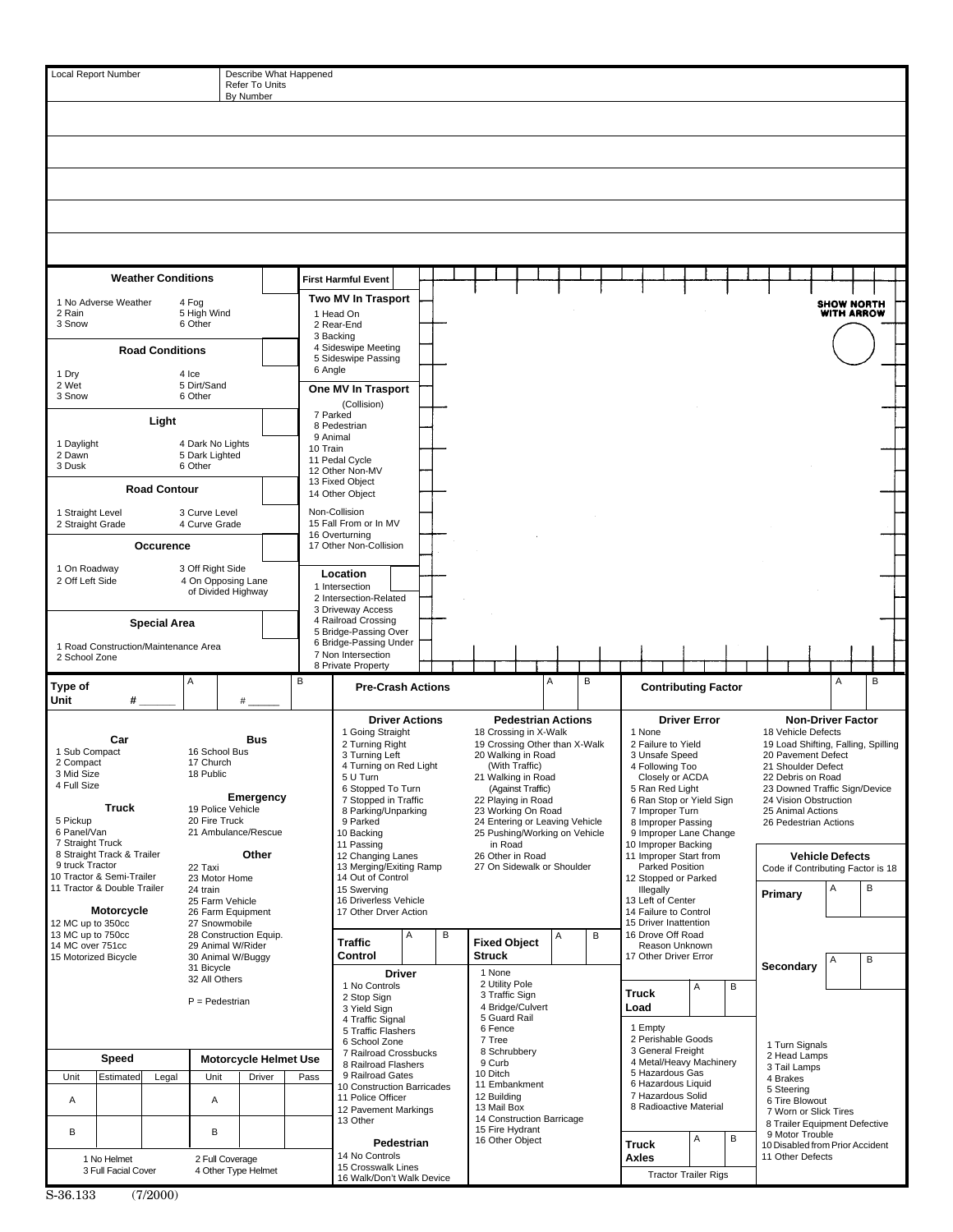Local Report Number

Describe What Happened
Refer To Units
By Number

## Weather Conditions

1 No Adverse Weather
2 Rain
3 Snow
4 Fog
5 High Wind
6 Other

## Road Conditions

1 Dry
2 Wet
3 Snow
4 Ice
5 Dirt/Sand
6 Other

## Light

1 Daylight
2 Dawn
3 Dusk
4 Dark No Lights
5 Dark Lighted
6 Other

## Road Contour

1 Straight Level
2 Straight Grade
3 Curve Level
4 Curve Grade

## Occurence

1 On Roadway
2 Off Left Side
3 Off Right Side
4 On Opposing Lane of Divided Highway

## Special Area

1 Road Construction/Maintenance Area
2 School Zone

## First Harmful Event

**Two MV In Trasport**

1 Head On
2 Rear-End
3 Backing
4 Sideswipe Meeting
5 Sideswipe Passing
6 Angle

**One MV In Trasport**

(Collision)
7 Parked
8 Pedestrian
9 Animal
10 Train
11 Pedal Cycle
12 Other Non-MV
13 Fixed Object
14 Other Object

Non-Collision
15 Fall From or In MV
16 Overturning
17 Other Non-Collision

## Location

1 Intersection
2 Intersection-Related
3 Driveway Access
4 Railroad Crossing
5 Bridge-Passing Over
6 Bridge-Passing Under
7 Non Intersection
8 Private Property

SHOW NORTH WITH ARROW

## Type of Unit

A # ______ B # ______

**Car**
1 Sub Compact
2 Compact
3 Mid Size
4 Full Size

**Truck**
5 Pickup
6 Panel/Van
7 Straight Truck
8 Straight Track & Trailer
9 truck Tractor
10 Tractor & Semi-Trailer
11 Tractor & Double Trailer

**Motorcycle**
12 MC up to 350cc
13 MC up to 750cc
14 MC over 751cc
15 Motorized Bicycle

**Bus**
16 School Bus
17 Church
18 Public

**Emergency**
19 Police Vehicle
20 Fire Truck
21 Ambulance/Rescue

**Other**
22 Taxi
23 Motor Home
24 train
25 Farm Vehicle
26 Farm Equipment
27 Snowmobile
28 Construction Equip.
29 Animal W/Rider
30 Animal W/Buggy
31 Bicycle
32 All Others

P = Pedestrian

## Speed

| Unit | Estimated | Legal |
|---|---|---|
| A | | |
| B | | |

## Motorcycle Helmet Use

| Unit | Driver | Pass |
|---|---|---|
| A | | |
| B | | |

1 No Helmet
2 Full Coverage
3 Full Facial Cover
4 Other Type Helmet

## Pre-Crash Actions

A | B

**Driver Actions**
1 Going Straight
2 Turning Right
3 Turning Left
4 Turning on Red Light
5 U Turn
6 Stopped To Turn
7 Stopped in Traffic
8 Parking/Unparking
9 Parked
10 Backing
11 Passing
12 Changing Lanes
13 Merging/Exiting Ramp
14 Out of Control
15 Swerving
16 Driverless Vehicle
17 Other Drver Action

**Pedestrian Actions**
18 Crossing in X-Walk
19 Crossing Other than X-Walk
20 Walking in Road (With Traffic)
21 Walking in Road (Against Traffic)
22 Playing in Road
23 Working On Road
24 Entering or Leaving Vehicle
25 Pushing/Working on Vehicle in Road
26 Other in Road
27 On Sidewalk or Shoulder

## Traffic Control

A | B

**Driver**
1 No Controls
2 Stop Sign
3 Yield Sign
4 Traffic Signal
5 Traffic Flashers
6 School Zone
7 Railroad Crossbucks
8 Railroad Flashers
9 Railroad Gates
10 Construction Barricades
11 Police Officer
12 Pavement Markings
13 Other

**Pedestrian**
14 No Controls
15 Crosswalk Lines
16 Walk/Don't Walk Device

## Fixed Object Struck

A | B

1 None
2 Utility Pole
3 Traffic Sign
4 Bridge/Culvert
5 Guard Rail
6 Fence
7 Tree
8 Schrubbery
9 Curb
10 Ditch
11 Embankment
12 Building
13 Mail Box
14 Construction Barricage
15 Fire Hydrant
16 Other Object

## Contributing Factor

A | B

**Driver Error**
1 None
2 Failure to Yield
3 Unsafe Speed
4 Following Too Closely or ACDA
5 Ran Red Light
6 Ran Stop or Yield Sign
7 Improper Turn
8 Improper Passing
9 Improper Lane Change
10 Improper Backing
11 Improper Start from Parked Position
12 Stopped or Parked Illegally
13 Left of Center
14 Failure to Control
15 Driver Inattention
16 Drove Off Road Reason Unknown
17 Other Driver Error

**Non-Driver Factor**
18 Vehicle Defects
19 Load Shifting, Falling, Spilling
20 Pavement Defect
21 Shoulder Defect
22 Debris on Road
23 Downed Traffic Sign/Device
24 Vision Obstruction
25 Animal Actions
26 Pedestrian Actions

## Vehicle Defects

Code if Contributing Factor is 18

**Primary** A | B

**Secondary** A | B

1 Turn Signals
2 Head Lamps
3 Tail Lamps
4 Brakes
5 Steering
6 Tire Blowout
7 Worn or Slick Tires
8 Trailer Equipment Defective
9 Motor Trouble
10 Disabled from Prior Accident
11 Other Defects

## Truck Load

A | B

1 Empty
2 Perishable Goods
3 General Freight
4 Metal/Heavy Machinery
5 Hazardous Gas
6 Hazardous Liquid
7 Hazardous Solid
8 Radioactive Material

## Truck Axles

A | B

Tractor Trailer Rigs

S-36.133 (7/2000)